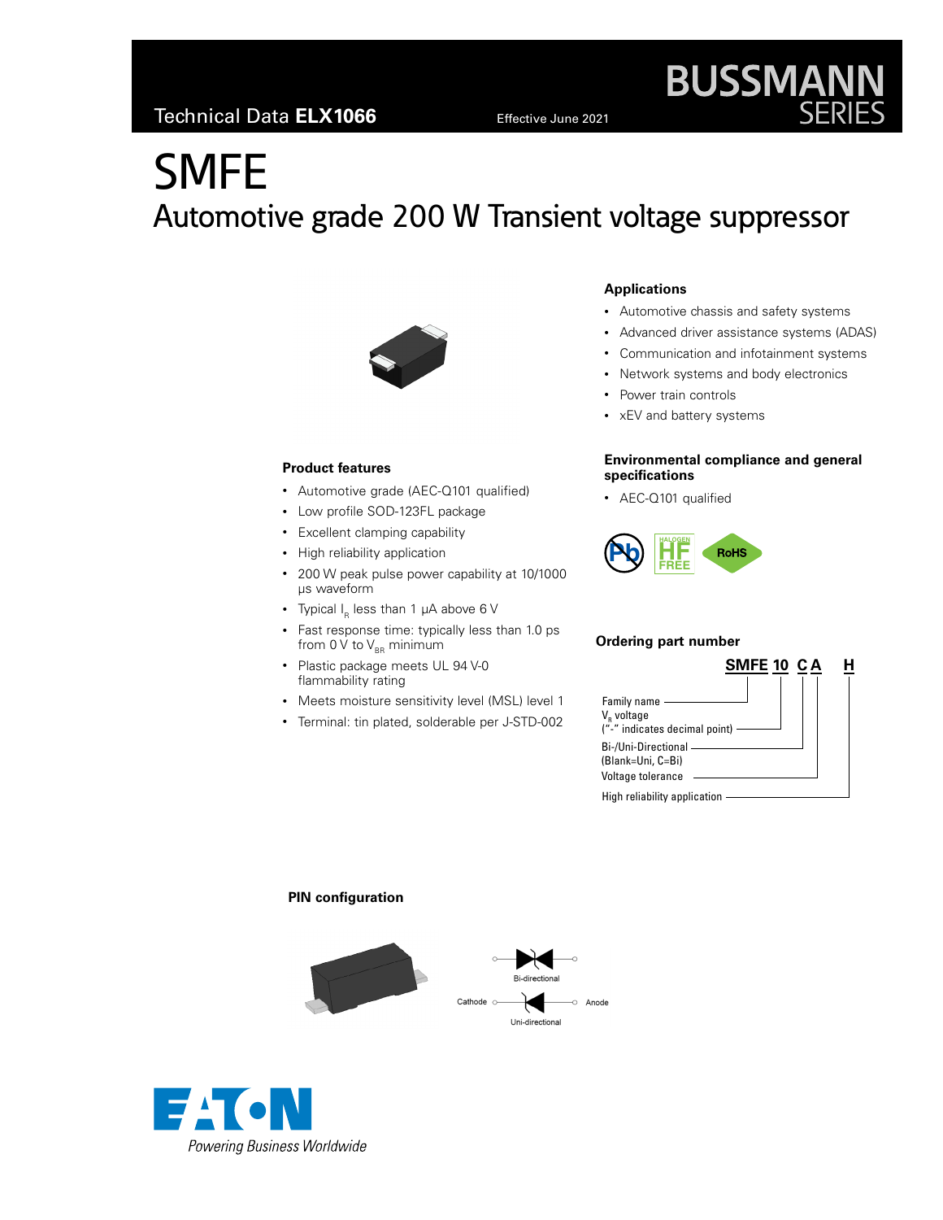Technical Data **ELX1066** Effective June 2021

BUSSMANN SERIES

# SMFE

## Automotive grade 200 W Transient voltage suppressor

### Applications

- Automotive chassis and safety systems
- Advanced driver assistance systems (ADAS)
- Communication and infotainment systems
- Network systems and body electronics
- Power train controls
- xEV and battery systems

### Product features

- Automotive grade (AEC-Q101 qualified)
- Low profile SOD-123FL package
- Excellent clamping capability
- High reliability application
- 200 W peak pulse power capability at 10/1000 µs waveform
- Typical $I_R$ less than 1 µA above 6 V
- Fast response time: typically less than 1.0 ps from 0 V to $V_{BR}$ minimum
- Plastic package meets UL 94 V-0 flammability rating
- Meets moisture sensitivity level (MSL) level 1
- Terminal: tin plated, solderable per J-STD-002

### Environmental compliance and general specifications

- AEC-Q101 qualified

### Ordering part number

**SMFE 10 C A H**

- Family name — SMFE
- $V_R$ voltage ("-" indicates decimal point) — 10
- Bi-/Uni-Directional (Blank=Uni, C=Bi) — C
- Voltage tolerance — A
- High reliability application — H

### PIN configuration

Bi-directional

Cathode — Uni-directional — Anode

EATON
*Powering Business Worldwide*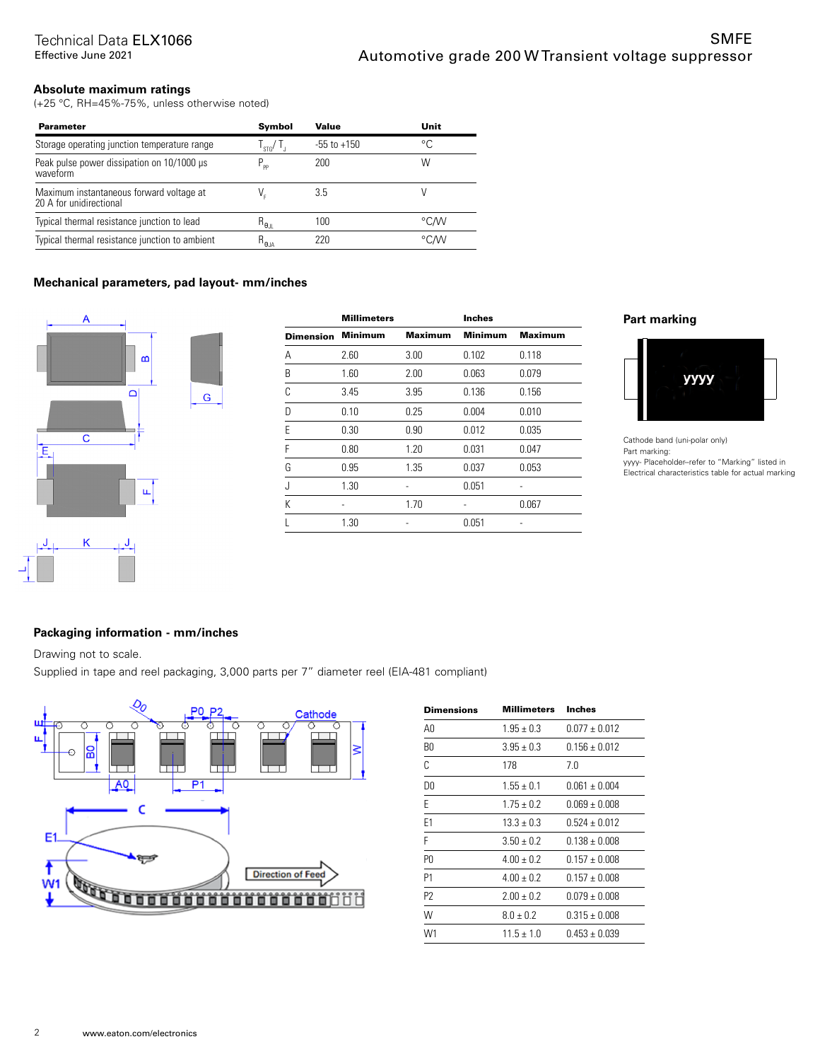## Absolute maximum ratings

(+25 °C, RH=45%-75%, unless otherwise noted)

| Parameter | Symbol | Value | Unit |
|---|---|---|---|
| Storage operating junction temperature range | $T_{STG}$/ $T_J$ | -55 to +150 | °C |
| Peak pulse power dissipation on 10/1000 μs waveform | $P_{PP}$ | 200 | W |
| Maximum instantaneous forward voltage at 20 A for unidirectional | $V_F$ | 3.5 | V |
| Typical thermal resistance junction to lead | $R_{\theta JL}$ | 100 | °C/W |
| Typical thermal resistance junction to ambient | $R_{\theta JA}$ | 220 | °C/W |

## Mechanical parameters, pad layout- mm/inches

| | Millimeters | | Inches | |
|---|---|---|---|---|
| **Dimension** | **Minimum** | **Maximum** | **Minimum** | **Maximum** |
| A | 2.60 | 3.00 | 0.102 | 0.118 |
| B | 1.60 | 2.00 | 0.063 | 0.079 |
| C | 3.45 | 3.95 | 0.136 | 0.156 |
| D | 0.10 | 0.25 | 0.004 | 0.010 |
| E | 0.30 | 0.90 | 0.012 | 0.035 |
| F | 0.80 | 1.20 | 0.031 | 0.047 |
| G | 0.95 | 1.35 | 0.037 | 0.053 |
| J | 1.30 | - | 0.051 | - |
| K | - | 1.70 | - | 0.067 |
| L | 1.30 | - | 0.051 | - |

### Part marking

Cathode band (uni-polar only)
Part marking:
yyyy- Placeholder–refer to "Marking" listed in Electrical characteristics table for actual marking

## Packaging information - mm/inches

Drawing not to scale.

Supplied in tape and reel packaging, 3,000 parts per 7" diameter reel (EIA-481 compliant)

| Dimensions | Millimeters | Inches |
|---|---|---|
| A0 | 1.95 ± 0.3 | 0.077 ± 0.012 |
| B0 | 3.95 ± 0.3 | 0.156 ± 0.012 |
| C | 178 | 7.0 |
| D0 | 1.55 ± 0.1 | 0.061 ± 0.004 |
| E | 1.75 ± 0.2 | 0.069 ± 0.008 |
| E1 | 13.3 ± 0.3 | 0.524 ± 0.012 |
| F | 3.50 ± 0.2 | 0.138 ± 0.008 |
| P0 | 4.00 ± 0.2 | 0.157 ± 0.008 |
| P1 | 4.00 ± 0.2 | 0.157 ± 0.008 |
| P2 | 2.00 ± 0.2 | 0.079 ± 0.008 |
| W | 8.0 ± 0.2 | 0.315 ± 0.008 |
| W1 | 11.5 ± 1.0 | 0.453 ± 0.039 |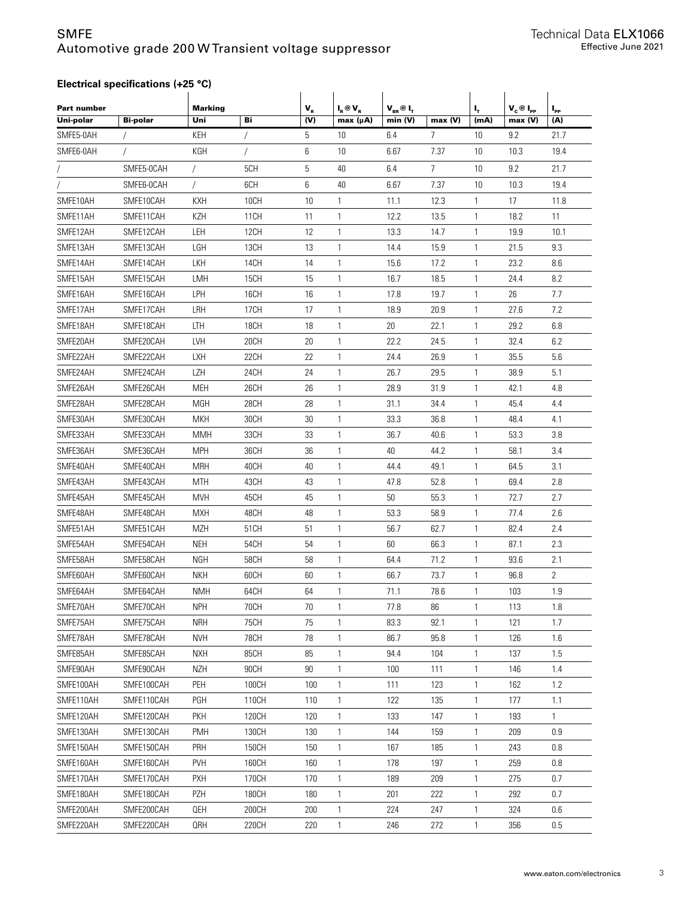### Electrical specifications (+25 °C)

| Part number | | Marking | | $V_R$ | $I_R$ @ $V_R$ | $V_{BR}$ @ $I_T$ | | $I_T$ | $V_C$ @ $I_{PP}$ | $I_{PP}$ |
|---|---|---|---|---|---|---|---|---|---|---|
| Uni-polar | Bi-polar | Uni | Bi | (V) | max (μA) | min (V) | max (V) | (mA) | max (V) | (A) |
| SMFE5-0AH | / | KEH | / | 5 | 10 | 6.4 | 7 | 10 | 9.2 | 21.7 |
| SMFE6-0AH | / | KGH | / | 6 | 10 | 6.67 | 7.37 | 10 | 10.3 | 19.4 |
| / | SMFE5-0CAH | / | 5CH | 5 | 40 | 6.4 | 7 | 10 | 9.2 | 21.7 |
| / | SMFE6-0CAH | / | 6CH | 6 | 40 | 6.67 | 7.37 | 10 | 10.3 | 19.4 |
| SMFE10AH | SMFE10CAH | KXH | 10CH | 10 | 1 | 11.1 | 12.3 | 1 | 17 | 11.8 |
| SMFE11AH | SMFE11CAH | KZH | 11CH | 11 | 1 | 12.2 | 13.5 | 1 | 18.2 | 11 |
| SMFE12AH | SMFE12CAH | LEH | 12CH | 12 | 1 | 13.3 | 14.7 | 1 | 19.9 | 10.1 |
| SMFE13AH | SMFE13CAH | LGH | 13CH | 13 | 1 | 14.4 | 15.9 | 1 | 21.5 | 9.3 |
| SMFE14AH | SMFE14CAH | LKH | 14CH | 14 | 1 | 15.6 | 17.2 | 1 | 23.2 | 8.6 |
| SMFE15AH | SMFE15CAH | LMH | 15CH | 15 | 1 | 16.7 | 18.5 | 1 | 24.4 | 8.2 |
| SMFE16AH | SMFE16CAH | LPH | 16CH | 16 | 1 | 17.8 | 19.7 | 1 | 26 | 7.7 |
| SMFE17AH | SMFE17CAH | LRH | 17CH | 17 | 1 | 18.9 | 20.9 | 1 | 27.6 | 7.2 |
| SMFE18AH | SMFE18CAH | LTH | 18CH | 18 | 1 | 20 | 22.1 | 1 | 29.2 | 6.8 |
| SMFE20AH | SMFE20CAH | LVH | 20CH | 20 | 1 | 22.2 | 24.5 | 1 | 32.4 | 6.2 |
| SMFE22AH | SMFE22CAH | LXH | 22CH | 22 | 1 | 24.4 | 26.9 | 1 | 35.5 | 5.6 |
| SMFE24AH | SMFE24CAH | LZH | 24CH | 24 | 1 | 26.7 | 29.5 | 1 | 38.9 | 5.1 |
| SMFE26AH | SMFE26CAH | MEH | 26CH | 26 | 1 | 28.9 | 31.9 | 1 | 42.1 | 4.8 |
| SMFE28AH | SMFE28CAH | MGH | 28CH | 28 | 1 | 31.1 | 34.4 | 1 | 45.4 | 4.4 |
| SMFE30AH | SMFE30CAH | MKH | 30CH | 30 | 1 | 33.3 | 36.8 | 1 | 48.4 | 4.1 |
| SMFE33AH | SMFE33CAH | MMH | 33CH | 33 | 1 | 36.7 | 40.6 | 1 | 53.3 | 3.8 |
| SMFE36AH | SMFE36CAH | MPH | 36CH | 36 | 1 | 40 | 44.2 | 1 | 58.1 | 3.4 |
| SMFE40AH | SMFE40CAH | MRH | 40CH | 40 | 1 | 44.4 | 49.1 | 1 | 64.5 | 3.1 |
| SMFE43AH | SMFE43CAH | MTH | 43CH | 43 | 1 | 47.8 | 52.8 | 1 | 69.4 | 2.8 |
| SMFE45AH | SMFE45CAH | MVH | 45CH | 45 | 1 | 50 | 55.3 | 1 | 72.7 | 2.7 |
| SMFE48AH | SMFE48CAH | MXH | 48CH | 48 | 1 | 53.3 | 58.9 | 1 | 77.4 | 2.6 |
| SMFE51AH | SMFE51CAH | MZH | 51CH | 51 | 1 | 56.7 | 62.7 | 1 | 82.4 | 2.4 |
| SMFE54AH | SMFE54CAH | NEH | 54CH | 54 | 1 | 60 | 66.3 | 1 | 87.1 | 2.3 |
| SMFE58AH | SMFE58CAH | NGH | 58CH | 58 | 1 | 64.4 | 71.2 | 1 | 93.6 | 2.1 |
| SMFE60AH | SMFE60CAH | NKH | 60CH | 60 | 1 | 66.7 | 73.7 | 1 | 96.8 | 2 |
| SMFE64AH | SMFE64CAH | NMH | 64CH | 64 | 1 | 71.1 | 78.6 | 1 | 103 | 1.9 |
| SMFE70AH | SMFE70CAH | NPH | 70CH | 70 | 1 | 77.8 | 86 | 1 | 113 | 1.8 |
| SMFE75AH | SMFE75CAH | NRH | 75CH | 75 | 1 | 83.3 | 92.1 | 1 | 121 | 1.7 |
| SMFE78AH | SMFE78CAH | NVH | 78CH | 78 | 1 | 86.7 | 95.8 | 1 | 126 | 1.6 |
| SMFE85AH | SMFE85CAH | NXH | 85CH | 85 | 1 | 94.4 | 104 | 1 | 137 | 1.5 |
| SMFE90AH | SMFE90CAH | NZH | 90CH | 90 | 1 | 100 | 111 | 1 | 146 | 1.4 |
| SMFE100AH | SMFE100CAH | PEH | 100CH | 100 | 1 | 111 | 123 | 1 | 162 | 1.2 |
| SMFE110AH | SMFE110CAH | PGH | 110CH | 110 | 1 | 122 | 135 | 1 | 177 | 1.1 |
| SMFE120AH | SMFE120CAH | PKH | 120CH | 120 | 1 | 133 | 147 | 1 | 193 | 1 |
| SMFE130AH | SMFE130CAH | PMH | 130CH | 130 | 1 | 144 | 159 | 1 | 209 | 0.9 |
| SMFE150AH | SMFE150CAH | PRH | 150CH | 150 | 1 | 167 | 185 | 1 | 243 | 0.8 |
| SMFE160AH | SMFE160CAH | PVH | 160CH | 160 | 1 | 178 | 197 | 1 | 259 | 0.8 |
| SMFE170AH | SMFE170CAH | PXH | 170CH | 170 | 1 | 189 | 209 | 1 | 275 | 0.7 |
| SMFE180AH | SMFE180CAH | PZH | 180CH | 180 | 1 | 201 | 222 | 1 | 292 | 0.7 |
| SMFE200AH | SMFE200CAH | QEH | 200CH | 200 | 1 | 224 | 247 | 1 | 324 | 0.6 |
| SMFE220AH | SMFE220CAH | QRH | 220CH | 220 | 1 | 246 | 272 | 1 | 356 | 0.5 |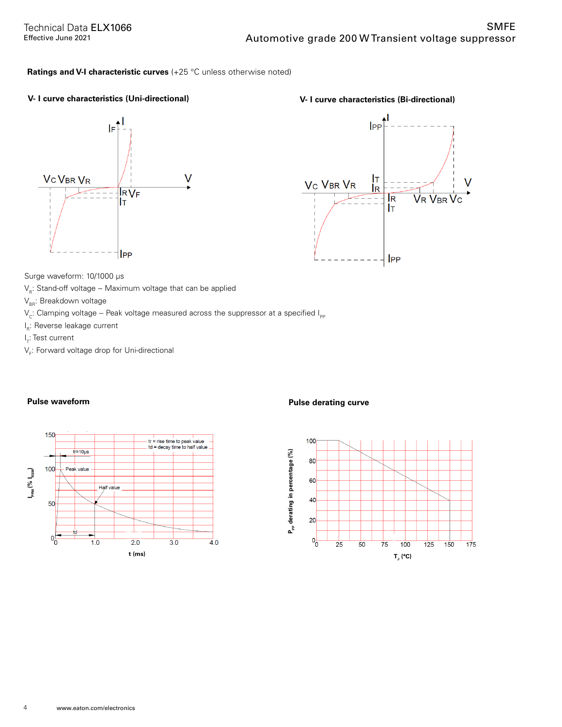**Ratings and V-I characteristic curves** (+25 °C unless otherwise noted)

**V- I curve characteristics (Uni-directional)**

**V- I curve characteristics (Bi-directional)**

Surge waveform: 10/1000 µs

$V_R$: Stand-off voltage – Maximum voltage that can be applied

$V_{BR}$: Breakdown voltage

$V_C$: Clamping voltage – Peak voltage measured across the suppressor at a specified $I_{PP}$

$I_R$: Reverse leakage current

$I_T$: Test current

$V_F$: Forward voltage drop for Uni-directional

**Pulse waveform**

**Pulse derating curve**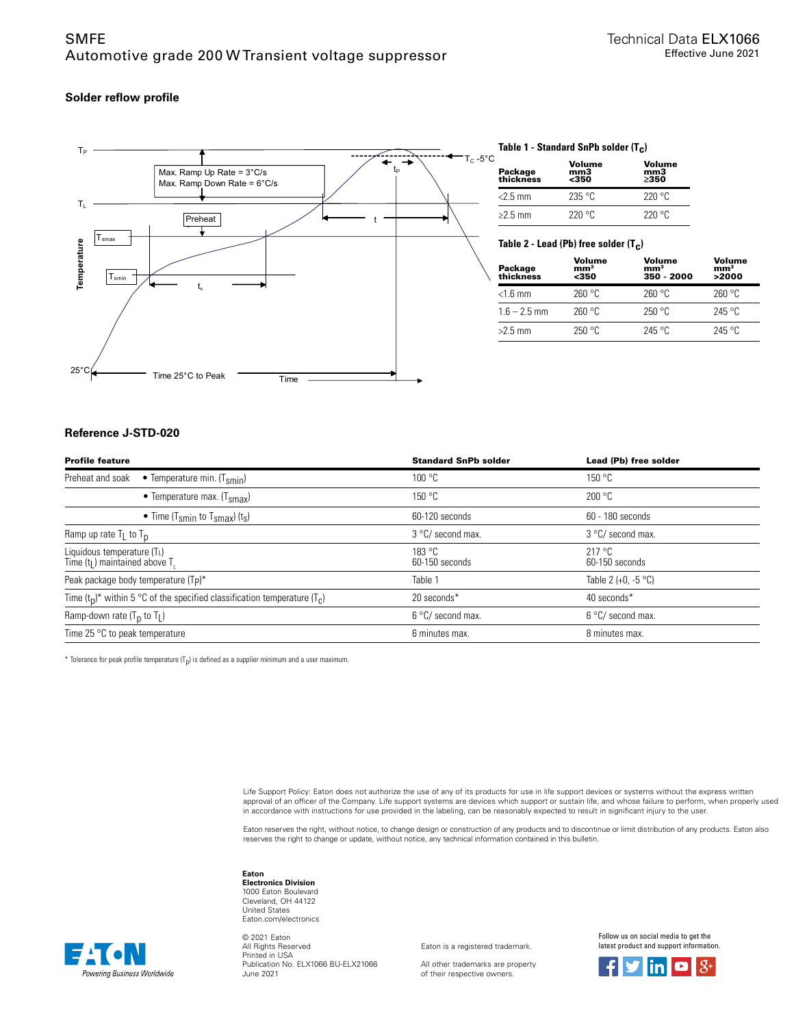## Solder reflow profile

**Table 1 - Standard SnPb solder ($T_c$)**

| Package thickness | Volume mm3 <350 | Volume mm3 ≥350 |
|---|---|---|
| <2.5 mm | 235 °C | 220 °C |
| ≥2.5 mm | 220 °C | 220 °C |

**Table 2 - Lead (Pb) free solder ($T_c$)**

| Package thickness | Volume mm³ <350 | Volume mm³ 350 - 2000 | Volume mm³ >2000 |
|---|---|---|---|
| <1.6 mm | 260 °C | 260 °C | 260 °C |
| 1.6 – 2.5 mm | 260 °C | 250 °C | 245 °C |
| >2.5 mm | 250 °C | 245 °C | 245 °C |

## Reference J-STD-020

| Profile feature | | Standard SnPb solder | Lead (Pb) free solder |
|---|---|---|---|
| Preheat and soak | • Temperature min. ($T_{smin}$) | 100 °C | 150 °C |
| | • Temperature max. ($T_{smax}$) | 150 °C | 200 °C |
| | • Time ($T_{smin}$ to $T_{smax}$) ($t_s$) | 60-120 seconds | 60 - 180 seconds |
| Ramp up rate $T_L$ to $T_p$ | | 3 °C/ second max. | 3 °C/ second max. |
| Liquidous temperature ($T_L$)<br>Time ($t_L$) maintained above $T_L$ | | 183 °C<br>60-150 seconds | 217 °C<br>60-150 seconds |
| Peak package body temperature (Tp)* | | Table 1 | Table 2 (+0, -5 °C) |
| Time ($t_p$)* within 5 °C of the specified classification temperature ($T_c$) | | 20 seconds* | 40 seconds* |
| Ramp-down rate ($T_p$ to $T_L$) | | 6 °C/ second max. | 6 °C/ second max. |
| Time 25 °C to peak temperature | | 6 minutes max. | 8 minutes max. |

* Tolerance for peak profile temperature ($T_p$) is defined as a supplier minimum and a user maximum.

Life Support Policy: Eaton does not authorize the use of any of its products for use in life support devices or systems without the express written approval of an officer of the Company. Life support systems are devices which support or sustain life, and whose failure to perform, when properly used in accordance with instructions for use provided in the labeling, can be reasonably expected to result in significant injury to the user.

Eaton reserves the right, without notice, to change design or construction of any products and to discontinue or limit distribution of any products. Eaton also reserves the right to change or update, without notice, any technical information contained in this bulletin.

**Eaton**
**Electronics Division**
1000 Eaton Boulevard
Cleveland, OH 44122
United States
Eaton.com/electronics

© 2021 Eaton
All Rights Reserved
Printed in USA
Publication No. ELX1066 BU-ELX21066
June 2021

Eaton is a registered trademark.

All other trademarks are property of their respective owners.

Follow us on social media to get the latest product and support information.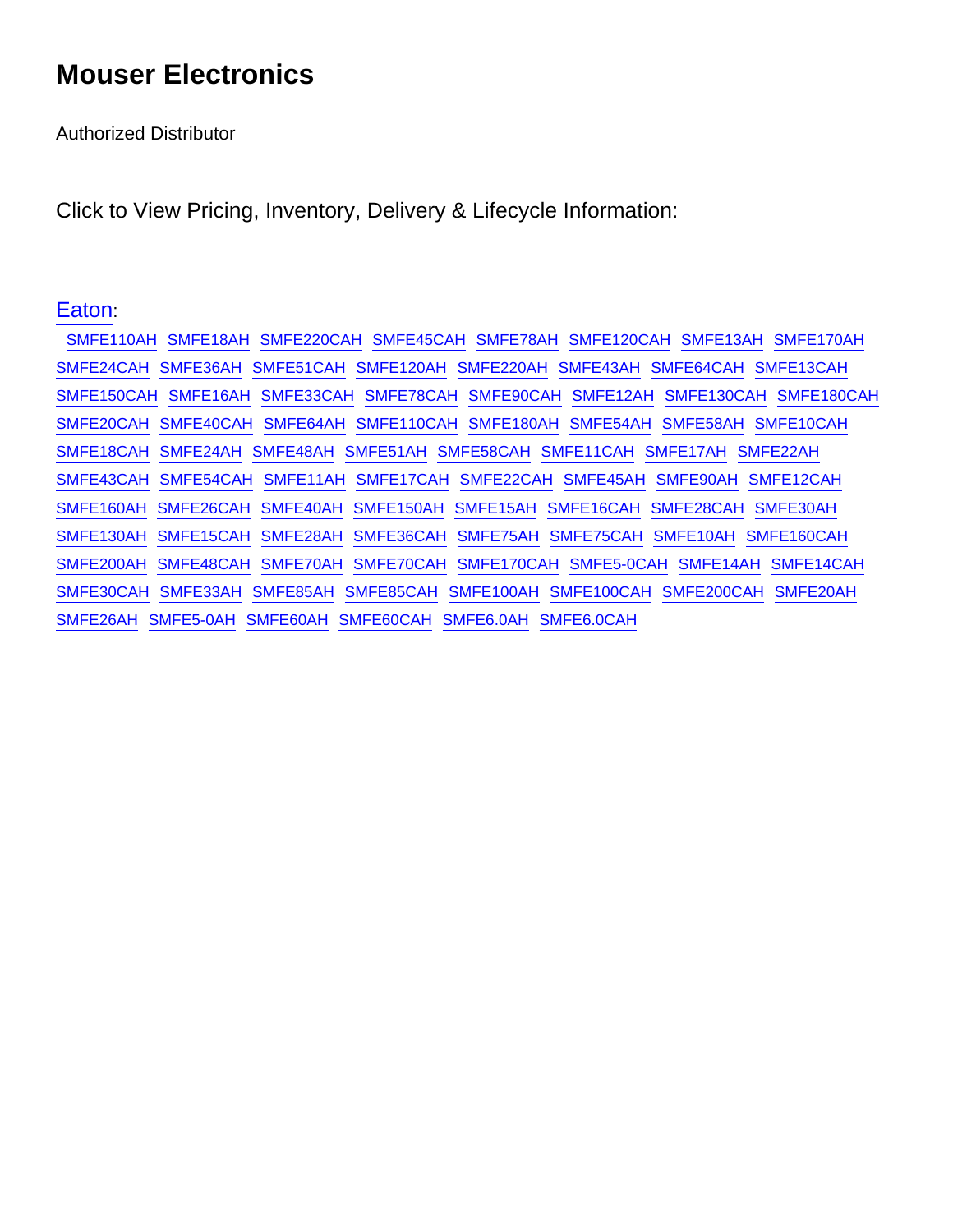# Mouser Electronics

Authorized Distributor

Click to View Pricing, Inventory, Delivery & Lifecycle Information:

Eaton:

SMFE110AH SMFE18AH SMFE220CAH SMFE45CAH SMFE78AH SMFE120CAH SMFE13AH SMFE170AH SMFE24CAH SMFE36AH SMFE51CAH SMFE120AH SMFE220AH SMFE43AH SMFE64CAH SMFE13CAH SMFE150CAH SMFE16AH SMFE33CAH SMFE78CAH SMFE90CAH SMFE12AH SMFE130CAH SMFE180CAH SMFE20CAH SMFE40CAH SMFE64AH SMFE110CAH SMFE180AH SMFE54AH SMFE58AH SMFE10CAH SMFE18CAH SMFE24AH SMFE48AH SMFE51AH SMFE58CAH SMFE11CAH SMFE17AH SMFE22AH SMFE43CAH SMFE54CAH SMFE11AH SMFE17CAH SMFE22CAH SMFE45AH SMFE90AH SMFE12CAH SMFE160AH SMFE26CAH SMFE40AH SMFE150AH SMFE15AH SMFE16CAH SMFE28CAH SMFE30AH SMFE130AH SMFE15CAH SMFE28AH SMFE36CAH SMFE75AH SMFE75CAH SMFE10AH SMFE160CAH SMFE200AH SMFE48CAH SMFE70AH SMFE70CAH SMFE170CAH SMFE5-0CAH SMFE14AH SMFE14CAH SMFE30CAH SMFE33AH SMFE85AH SMFE85CAH SMFE100AH SMFE100CAH SMFE200CAH SMFE20AH SMFE26AH SMFE5-0AH SMFE60AH SMFE60CAH SMFE6.0AH SMFE6.0CAH